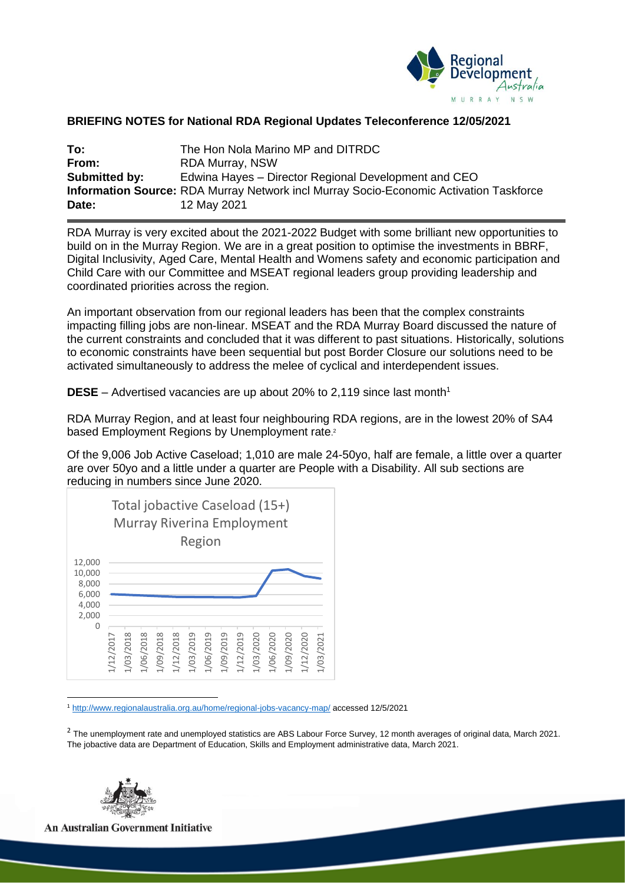**BRIEFING NOTES for National RDA Regional Updates Teleconference 12/05/2021**

| | |
|---|---|
| **To:** | The Hon Nola Marino MP and DITRDC |
| **From:** | RDA Murray, NSW |
| **Submitted by:** | Edwina Hayes – Director Regional Development and CEO |
| **Information Source:** | RDA Murray Network incl Murray Socio-Economic Activation Taskforce |
| **Date:** | 12 May 2021 |

RDA Murray is very excited about the 2021-2022 Budget with some brilliant new opportunities to build on in the Murray Region. We are in a great position to optimise the investments in BBRF, Digital Inclusivity, Aged Care, Mental Health and Womens safety and economic participation and Child Care with our Committee and MSEAT regional leaders group providing leadership and coordinated priorities across the region.

An important observation from our regional leaders has been that the complex constraints impacting filling jobs are non-linear. MSEAT and the RDA Murray Board discussed the nature of the current constraints and concluded that it was different to past situations. Historically, solutions to economic constraints have been sequential but post Border Closure our solutions need to be activated simultaneously to address the melee of cyclical and interdependent issues.

**DESE** – Advertised vacancies are up about 20% to 2,119 since last month[1]

RDA Murray Region, and at least four neighbouring RDA regions, are in the lowest 20% of SA4 based Employment Regions by Unemployment rate.[2]

Of the 9,006 Job Active Caseload; 1,010 are male 24-50yo, half are female, a little over a quarter are over 50yo and a little under a quarter are People with a Disability. All sub sections are reducing in numbers since June 2020.

Total jobactive Caseload (15+) Murray Riverina Employment Region

| Date | Caseload (approx.) |
|---|---|
| 1/12/2017 | 6,000 |
| 1/03/2018 | 5,900 |
| 1/06/2018 | 5,800 |
| 1/09/2018 | 5,700 |
| 1/12/2018 | 5,600 |
| 1/03/2019 | 5,600 |
| 1/06/2019 | 5,600 |
| 1/09/2019 | 5,550 |
| 1/12/2019 | 5,500 |
| 1/03/2020 | 5,700 |
| 1/06/2020 | 10,400 |
| 1/09/2020 | 10,600 |
| 1/12/2020 | 9,500 |
| 1/03/2021 | 9,000 |

[1] http://www.regionalaustralia.org.au/home/regional-jobs-vacancy-map/ accessed 12/5/2021

[2] The unemployment rate and unemployed statistics are ABS Labour Force Survey, 12 month averages of original data, March 2021. The jobactive data are Department of Education, Skills and Employment administrative data, March 2021.

An Australian Government Initiative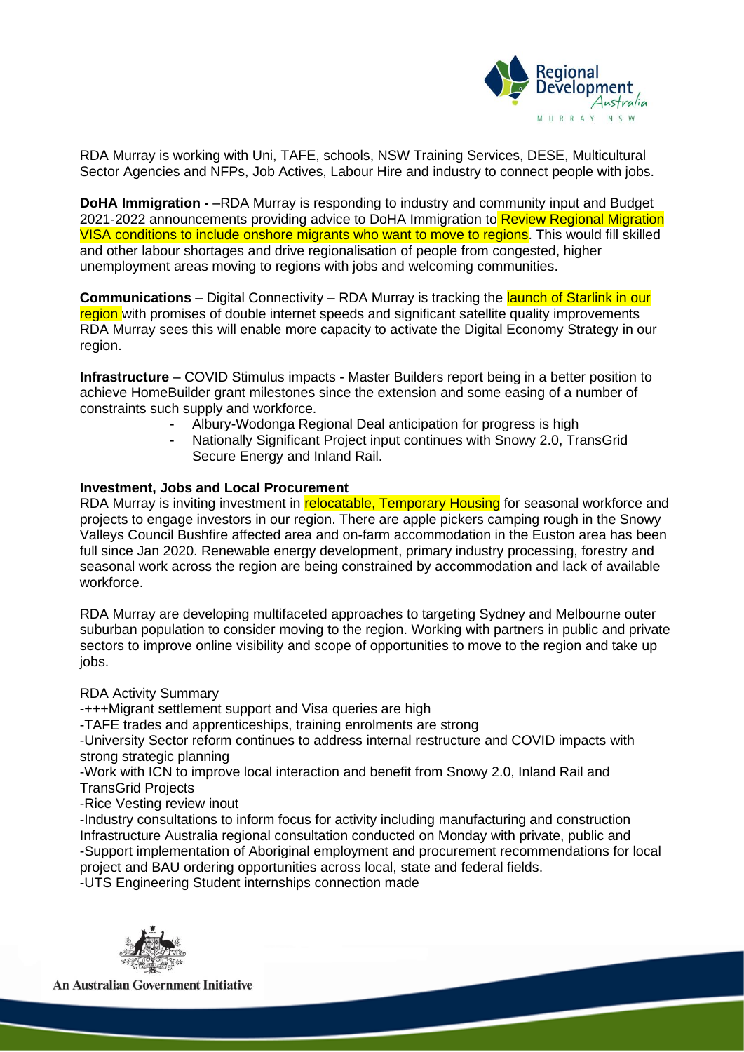RDA Murray is working with Uni, TAFE, schools, NSW Training Services, DESE, Multicultural Sector Agencies and NFPs, Job Actives, Labour Hire and industry to connect people with jobs.

**DoHA Immigration -** –RDA Murray is responding to industry and community input and Budget 2021-2022 announcements providing advice to DoHA Immigration to Review Regional Migration VISA conditions to include onshore migrants who want to move to regions. This would fill skilled and other labour shortages and drive regionalisation of people from congested, higher unemployment areas moving to regions with jobs and welcoming communities.

**Communications** – Digital Connectivity – RDA Murray is tracking the launch of Starlink in our region with promises of double internet speeds and significant satellite quality improvements RDA Murray sees this will enable more capacity to activate the Digital Economy Strategy in our region.

**Infrastructure** – COVID Stimulus impacts - Master Builders report being in a better position to achieve HomeBuilder grant milestones since the extension and some easing of a number of constraints such supply and workforce.

- Albury-Wodonga Regional Deal anticipation for progress is high
- Nationally Significant Project input continues with Snowy 2.0, TransGrid Secure Energy and Inland Rail.

**Investment, Jobs and Local Procurement**

RDA Murray is inviting investment in relocatable, Temporary Housing for seasonal workforce and projects to engage investors in our region. There are apple pickers camping rough in the Snowy Valleys Council Bushfire affected area and on-farm accommodation in the Euston area has been full since Jan 2020. Renewable energy development, primary industry processing, forestry and seasonal work across the region are being constrained by accommodation and lack of available workforce.

RDA Murray are developing multifaceted approaches to targeting Sydney and Melbourne outer suburban population to consider moving to the region. Working with partners in public and private sectors to improve online visibility and scope of opportunities to move to the region and take up jobs.

RDA Activity Summary

-+++Migrant settlement support and Visa queries are high

-TAFE trades and apprenticeships, training enrolments are strong

-University Sector reform continues to address internal restructure and COVID impacts with strong strategic planning

-Work with ICN to improve local interaction and benefit from Snowy 2.0, Inland Rail and TransGrid Projects

-Rice Vesting review inout

-Industry consultations to inform focus for activity including manufacturing and construction Infrastructure Australia regional consultation conducted on Monday with private, public and

-Support implementation of Aboriginal employment and procurement recommendations for local project and BAU ordering opportunities across local, state and federal fields.

-UTS Engineering Student internships connection made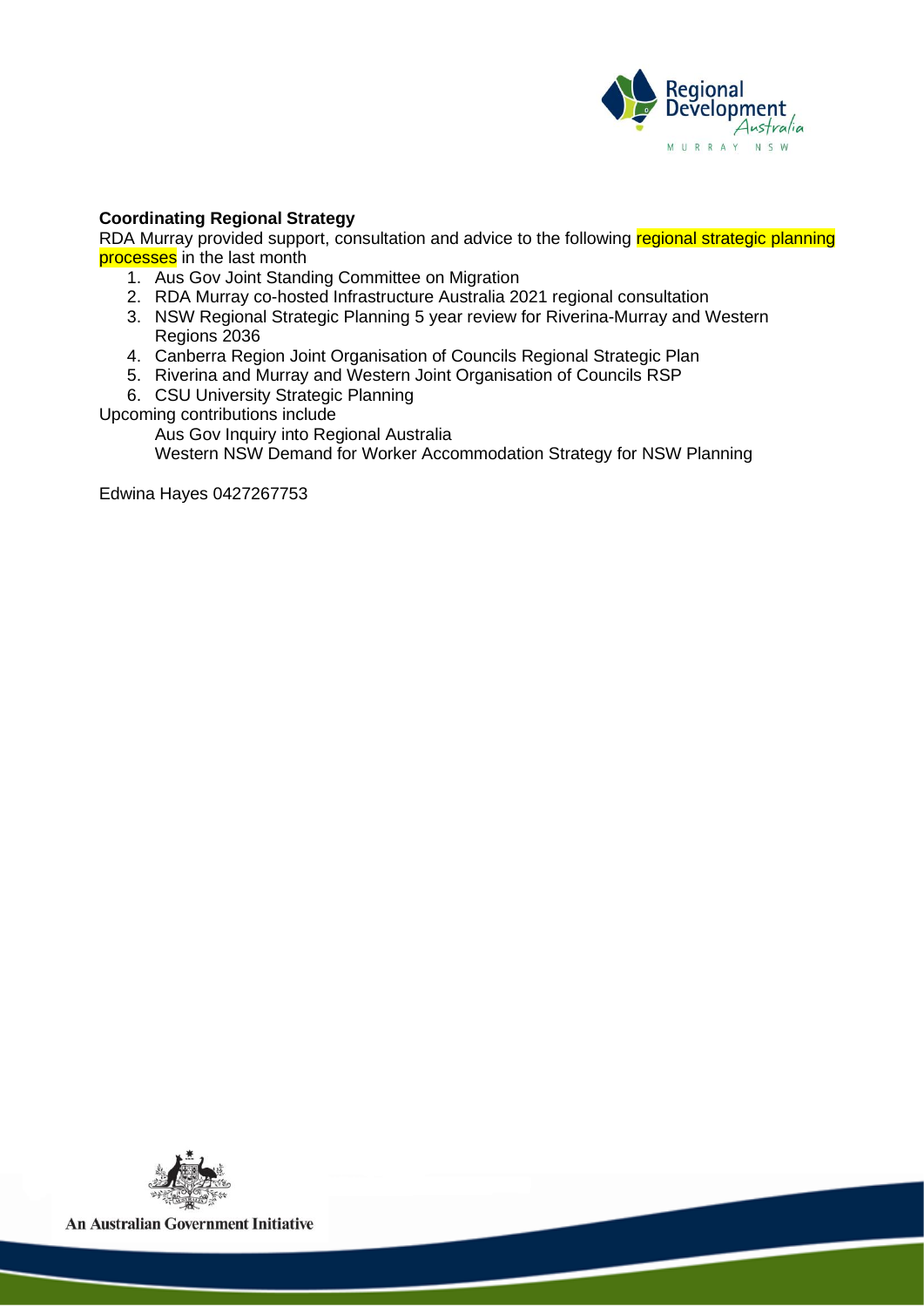**Coordinating Regional Strategy**

RDA Murray provided support, consultation and advice to the following regional strategic planning processes in the last month

1. Aus Gov Joint Standing Committee on Migration
2. RDA Murray co-hosted Infrastructure Australia 2021 regional consultation
3. NSW Regional Strategic Planning 5 year review for Riverina-Murray and Western Regions 2036
4. Canberra Region Joint Organisation of Councils Regional Strategic Plan
5. Riverina and Murray and Western Joint Organisation of Councils RSP
6. CSU University Strategic Planning

Upcoming contributions include

Aus Gov Inquiry into Regional Australia

Western NSW Demand for Worker Accommodation Strategy for NSW Planning

Edwina Hayes 0427267753